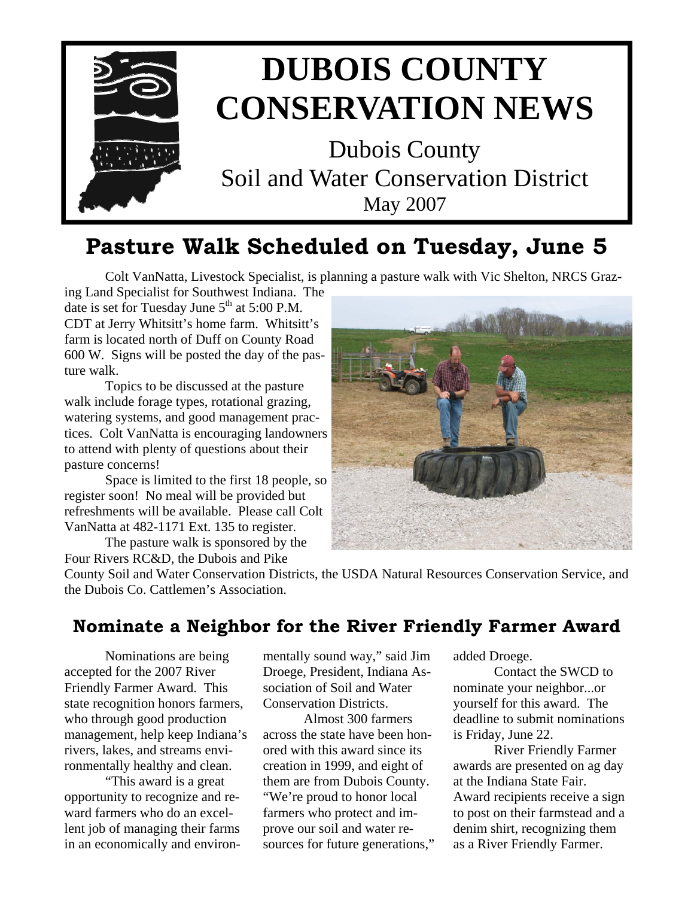# DUBOIS COUNTY CONSERVATION NEWS

Dubois County
Soil and Water Conservation District
May 2007

## Pasture Walk Scheduled on Tuesday, June 5

Colt VanNatta, Livestock Specialist, is planning a pasture walk with Vic Shelton, NRCS Grazing Land Specialist for Southwest Indiana. The date is set for Tuesday June 5th at 5:00 P.M. CDT at Jerry Whitsitt's home farm. Whitsitt's farm is located north of Duff on County Road 600 W. Signs will be posted the day of the pasture walk.

Topics to be discussed at the pasture walk include forage types, rotational grazing, watering systems, and good management practices. Colt VanNatta is encouraging landowners to attend with plenty of questions about their pasture concerns!

Space is limited to the first 18 people, so register soon! No meal will be provided but refreshments will be available. Please call Colt VanNatta at 482-1171 Ext. 135 to register.

The pasture walk is sponsored by the Four Rivers RC&D, the Dubois and Pike County Soil and Water Conservation Districts, the USDA Natural Resources Conservation Service, and the Dubois Co. Cattlemen's Association.

## Nominate a Neighbor for the River Friendly Farmer Award

Nominations are being accepted for the 2007 River Friendly Farmer Award. This state recognition honors farmers, who through good production management, help keep Indiana's rivers, lakes, and streams environmentally healthy and clean.

"This award is a great opportunity to recognize and reward farmers who do an excellent job of managing their farms in an economically and environmentally sound way," said Jim Droege, President, Indiana Association of Soil and Water Conservation Districts.

Almost 300 farmers across the state have been honored with this award since its creation in 1999, and eight of them are from Dubois County. "We're proud to honor local farmers who protect and improve our soil and water resources for future generations," added Droege.

Contact the SWCD to nominate your neighbor...or yourself for this award. The deadline to submit nominations is Friday, June 22.

River Friendly Farmer awards are presented on ag day at the Indiana State Fair. Award recipients receive a sign to post on their farmstead and a denim shirt, recognizing them as a River Friendly Farmer.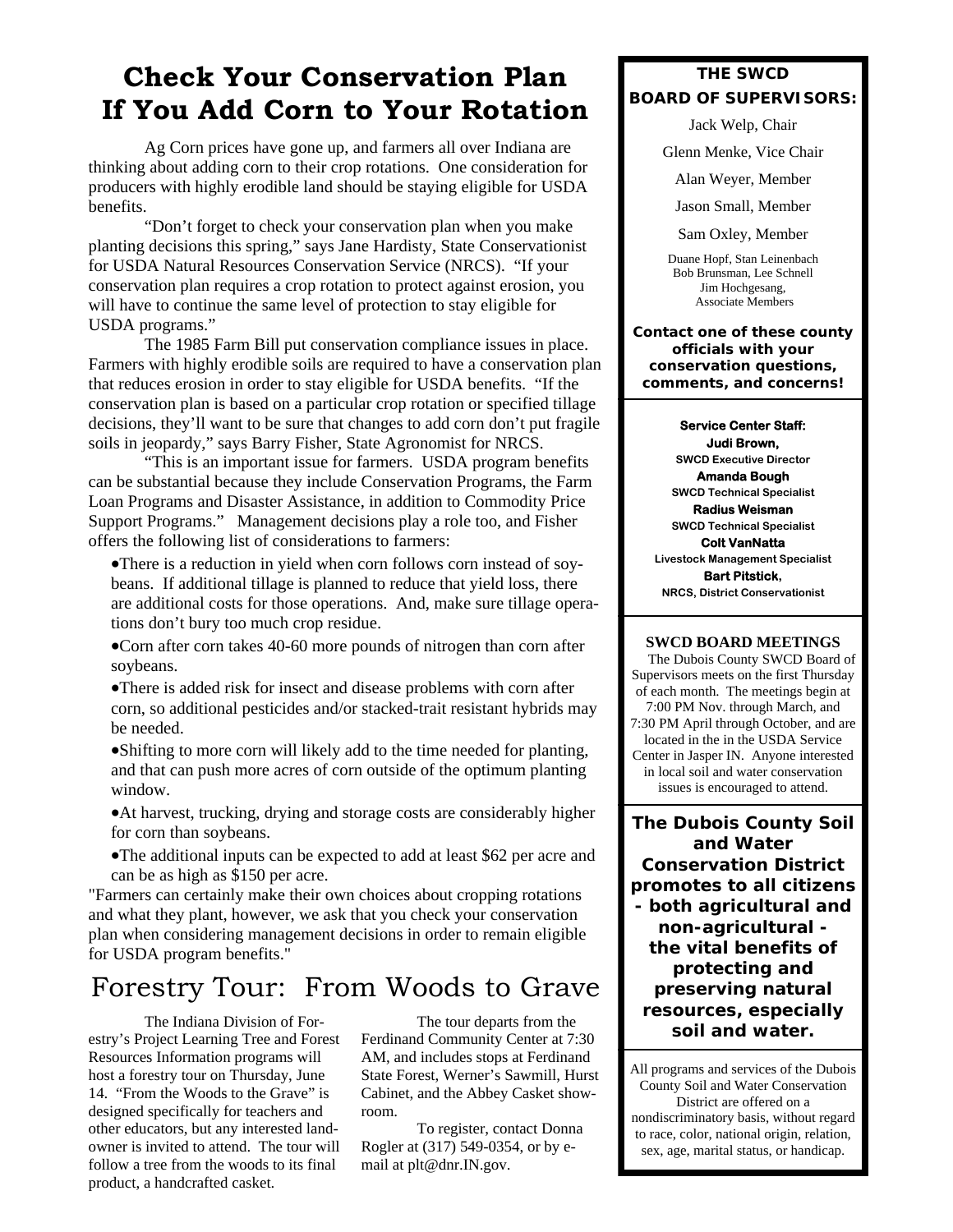# Check Your Conservation Plan If You Add Corn to Your Rotation

Ag Corn prices have gone up, and farmers all over Indiana are thinking about adding corn to their crop rotations. One consideration for producers with highly erodible land should be staying eligible for USDA benefits.

"Don't forget to check your conservation plan when you make planting decisions this spring," says Jane Hardisty, State Conservationist for USDA Natural Resources Conservation Service (NRCS). "If your conservation plan requires a crop rotation to protect against erosion, you will have to continue the same level of protection to stay eligible for USDA programs."

The 1985 Farm Bill put conservation compliance issues in place. Farmers with highly erodible soils are required to have a conservation plan that reduces erosion in order to stay eligible for USDA benefits. "If the conservation plan is based on a particular crop rotation or specified tillage decisions, they'll want to be sure that changes to add corn don't put fragile soils in jeopardy," says Barry Fisher, State Agronomist for NRCS.

"This is an important issue for farmers. USDA program benefits can be substantial because they include Conservation Programs, the Farm Loan Programs and Disaster Assistance, in addition to Commodity Price Support Programs." Management decisions play a role too, and Fisher offers the following list of considerations to farmers:

- There is a reduction in yield when corn follows corn instead of soybeans. If additional tillage is planned to reduce that yield loss, there are additional costs for those operations. And, make sure tillage operations don't bury too much crop residue.
- Corn after corn takes 40-60 more pounds of nitrogen than corn after soybeans.
- There is added risk for insect and disease problems with corn after corn, so additional pesticides and/or stacked-trait resistant hybrids may be needed.
- Shifting to more corn will likely add to the time needed for planting, and that can push more acres of corn outside of the optimum planting window.
- At harvest, trucking, drying and storage costs are considerably higher for corn than soybeans.
- The additional inputs can be expected to add at least $62 per acre and can be as high as $150 per acre.

"Farmers can certainly make their own choices about cropping rotations and what they plant, however, we ask that you check your conservation plan when considering management decisions in order to remain eligible for USDA program benefits."

# Forestry Tour: From Woods to Grave

The Indiana Division of Forestry's Project Learning Tree and Forest Resources Information programs will host a forestry tour on Thursday, June 14. "From the Woods to the Grave" is designed specifically for teachers and other educators, but any interested landowner is invited to attend. The tour will follow a tree from the woods to its final product, a handcrafted casket.

The tour departs from the Ferdinand Community Center at 7:30 AM, and includes stops at Ferdinand State Forest, Werner's Sawmill, Hurst Cabinet, and the Abbey Casket showroom.

To register, contact Donna Rogler at (317) 549-0354, or by e-mail at plt@dnr.IN.gov.

---

**THE SWCD BOARD OF SUPERVISORS:**

Jack Welp, Chair

Glenn Menke, Vice Chair

Alan Weyer, Member

Jason Small, Member

Sam Oxley, Member

Duane Hopf, Stan Leinenbach
Bob Brunsman, Lee Schnell
Jim Hochgesang,
Associate Members

**Contact one of these county officials with your conservation questions, comments, and concerns!**

**Service Center Staff:**

**Judi Brown,**
SWCD Executive Director

**Amanda Bough**
SWCD Technical Specialist

**Radius Weisman**
SWCD Technical Specialist

**Colt VanNatta**
Livestock Management Specialist

**Bart Pitstick,**
NRCS, District Conservationist

**SWCD BOARD MEETINGS**

The Dubois County SWCD Board of Supervisors meets on the first Thursday of each month. The meetings begin at 7:00 PM Nov. through March, and 7:30 PM April through October, and are located in the in the USDA Service Center in Jasper IN. Anyone interested in local soil and water conservation issues is encouraged to attend.

**The Dubois County Soil and Water Conservation District promotes to all citizens - both agricultural and non-agricultural - the vital benefits of protecting and preserving natural resources, especially soil and water.**

All programs and services of the Dubois County Soil and Water Conservation District are offered on a nondiscriminatory basis, without regard to race, color, national origin, relation, sex, age, marital status, or handicap.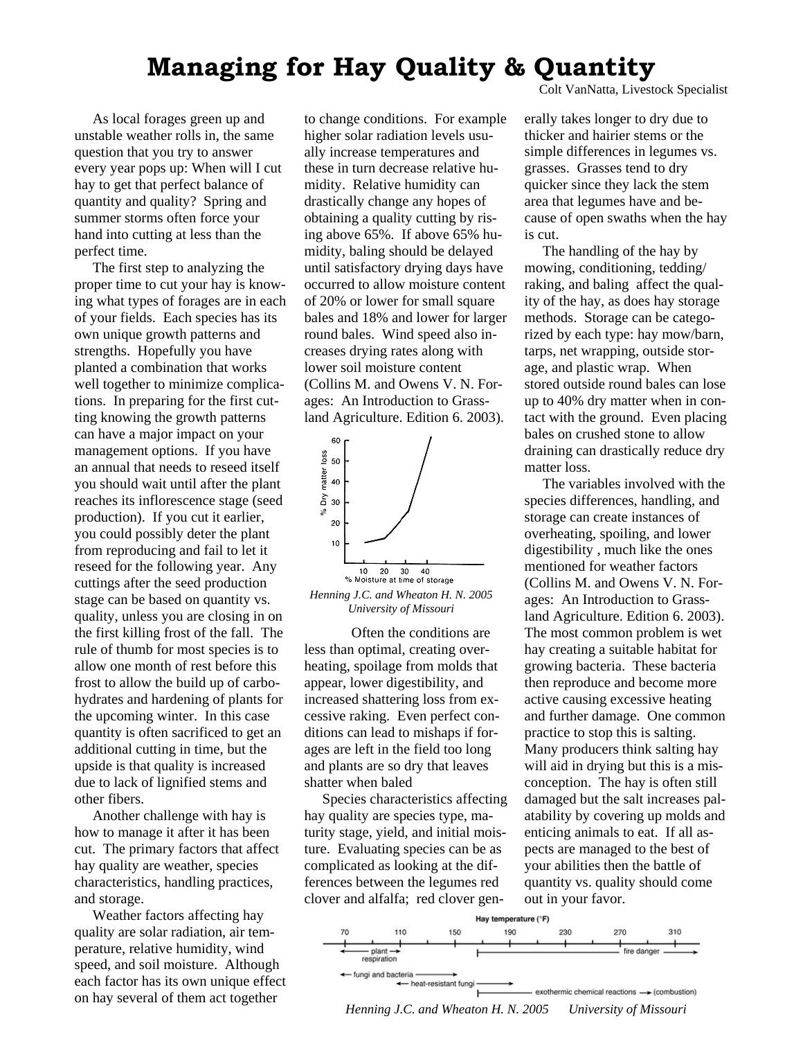# Managing for Hay Quality & Quantity

Colt VanNatta, Livestock Specialist

As local forages green up and unstable weather rolls in, the same question that you try to answer every year pops up: When will I cut hay to get that perfect balance of quantity and quality? Spring and summer storms often force your hand into cutting at less than the perfect time.

The first step to analyzing the proper time to cut your hay is knowing what types of forages are in each of your fields. Each species has its own unique growth patterns and strengths. Hopefully you have planted a combination that works well together to minimize complications. In preparing for the first cutting knowing the growth patterns can have a major impact on your management options. If you have an annual that needs to reseed itself you should wait until after the plant reaches its inflorescence stage (seed production). If you cut it earlier, you could possibly deter the plant from reproducing and fail to let it reseed for the following year. Any cuttings after the seed production stage can be based on quantity vs. quality, unless you are closing in on the first killing frost of the fall. The rule of thumb for most species is to allow one month of rest before this frost to allow the build up of carbohydrates and hardening of plants for the upcoming winter. In this case quantity is often sacrificed to get an additional cutting in time, but the upside is that quality is increased due to lack of lignified stems and other fibers.

Another challenge with hay is how to manage it after it has been cut. The primary factors that affect hay quality are weather, species characteristics, handling practices, and storage.

Weather factors affecting hay quality are solar radiation, air temperature, relative humidity, wind speed, and soil moisture. Although each factor has its own unique effect on hay several of them act together to change conditions. For example higher solar radiation levels usually increase temperatures and these in turn decrease relative humidity. Relative humidity can drastically change any hopes of obtaining a quality cutting by rising above 65%. If above 65% humidity, baling should be delayed until satisfactory drying days have occurred to allow moisture content of 20% or lower for small square bales and 18% and lower for larger round bales. Wind speed also increases drying rates along with lower soil moisture content (Collins M. and Owens V. N. Forages: An Introduction to Grassland Agriculture. Edition 6. 2003).

*Henning J.C. and Wheaton H. N. 2005 University of Missouri*

Often the conditions are less than optimal, creating overheating, spoilage from molds that appear, lower digestibility, and increased shattering loss from excessive raking. Even perfect conditions can lead to mishaps if forages are left in the field too long and plants are so dry that leaves shatter when baled

Species characteristics affecting hay quality are species type, maturity stage, yield, and initial moisture. Evaluating species can be as complicated as looking at the differences between the legumes red clover and alfalfa; red clover generally takes longer to dry due to thicker and hairier stems or the simple differences in legumes vs. grasses. Grasses tend to dry quicker since they lack the stem area that legumes have and because of open swaths when the hay is cut.

The handling of the hay by mowing, conditioning, tedding/raking, and baling affect the quality of the hay, as does hay storage methods. Storage can be categorized by each type: hay mow/barn, tarps, net wrapping, outside storage, and plastic wrap. When stored outside round bales can lose up to 40% dry matter when in contact with the ground. Even placing bales on crushed stone to allow draining can drastically reduce dry matter loss.

The variables involved with the species differences, handling, and storage can create instances of overheating, spoiling, and lower digestibility , much like the ones mentioned for weather factors (Collins M. and Owens V. N. Forages: An Introduction to Grassland Agriculture. Edition 6. 2003). The most common problem is wet hay creating a suitable habitat for growing bacteria. These bacteria then reproduce and become more active causing excessive heating and further damage. One common practice to stop this is salting. Many producers think salting hay will aid in drying but this is a misconception. The hay is often still damaged but the salt increases palatability by covering up molds and enticing animals to eat. If all aspects are managed to the best of your abilities then the battle of quantity vs. quality should come out in your favor.

*Henning J.C. and Wheaton H. N. 2005 University of Missouri*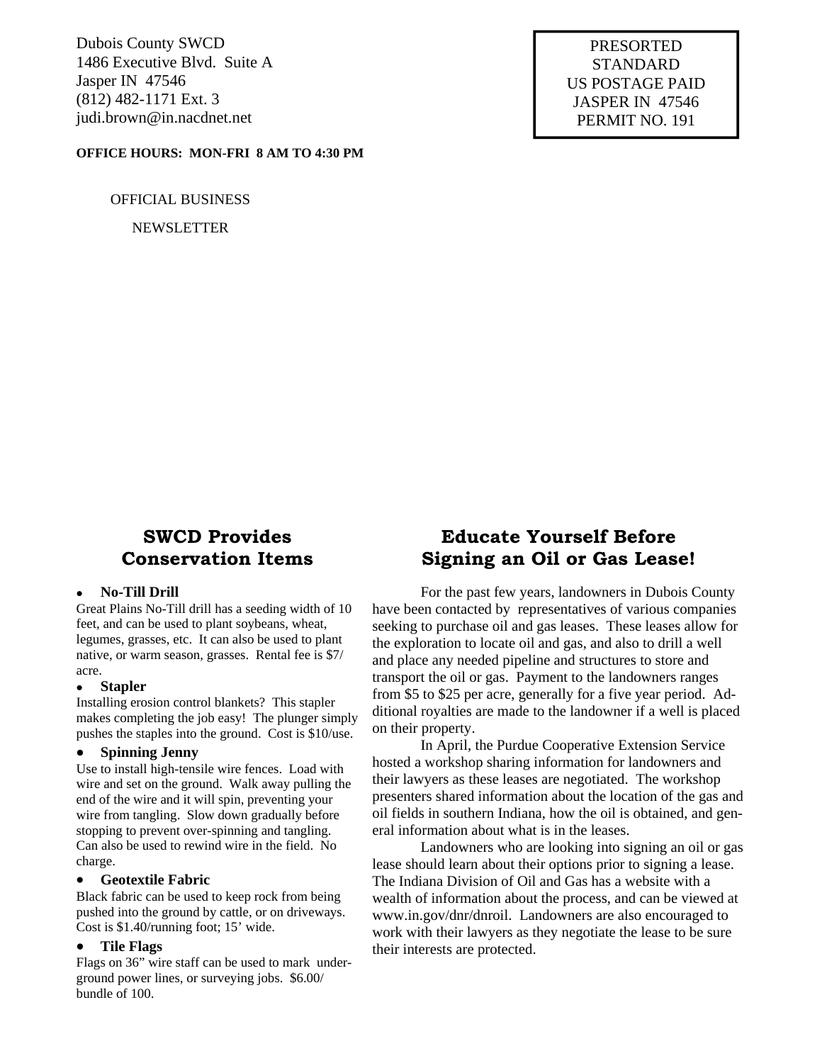Dubois County SWCD
1486 Executive Blvd. Suite A
Jasper IN 47546
(812) 482-1171 Ext. 3
judi.brown@in.nacdnet.net

**OFFICE HOURS: MON-FRI 8 AM TO 4:30 PM**

PRESORTED
STANDARD
US POSTAGE PAID
JASPER IN 47546
PERMIT NO. 191

OFFICIAL BUSINESS

NEWSLETTER

## SWCD Provides Conservation Items

- **No-Till Drill**

Great Plains No-Till drill has a seeding width of 10 feet, and can be used to plant soybeans, wheat, legumes, grasses, etc. It can also be used to plant native, or warm season, grasses. Rental fee is $7/acre.

- **Stapler**

Installing erosion control blankets? This stapler makes completing the job easy! The plunger simply pushes the staples into the ground. Cost is $10/use.

- **Spinning Jenny**

Use to install high-tensile wire fences. Load with wire and set on the ground. Walk away pulling the end of the wire and it will spin, preventing your wire from tangling. Slow down gradually before stopping to prevent over-spinning and tangling. Can also be used to rewind wire in the field. No charge.

- **Geotextile Fabric**

Black fabric can be used to keep rock from being pushed into the ground by cattle, or on driveways. Cost is $1.40/running foot; 15' wide.

- **Tile Flags**

Flags on 36" wire staff can be used to mark underground power lines, or surveying jobs. $6.00/bundle of 100.

## Educate Yourself Before Signing an Oil or Gas Lease!

For the past few years, landowners in Dubois County have been contacted by representatives of various companies seeking to purchase oil and gas leases. These leases allow for the exploration to locate oil and gas, and also to drill a well and place any needed pipeline and structures to store and transport the oil or gas. Payment to the landowners ranges from $5 to $25 per acre, generally for a five year period. Additional royalties are made to the landowner if a well is placed on their property.

In April, the Purdue Cooperative Extension Service hosted a workshop sharing information for landowners and their lawyers as these leases are negotiated. The workshop presenters shared information about the location of the gas and oil fields in southern Indiana, how the oil is obtained, and general information about what is in the leases.

Landowners who are looking into signing an oil or gas lease should learn about their options prior to signing a lease. The Indiana Division of Oil and Gas has a website with a wealth of information about the process, and can be viewed at www.in.gov/dnr/dnroil. Landowners are also encouraged to work with their lawyers as they negotiate the lease to be sure their interests are protected.